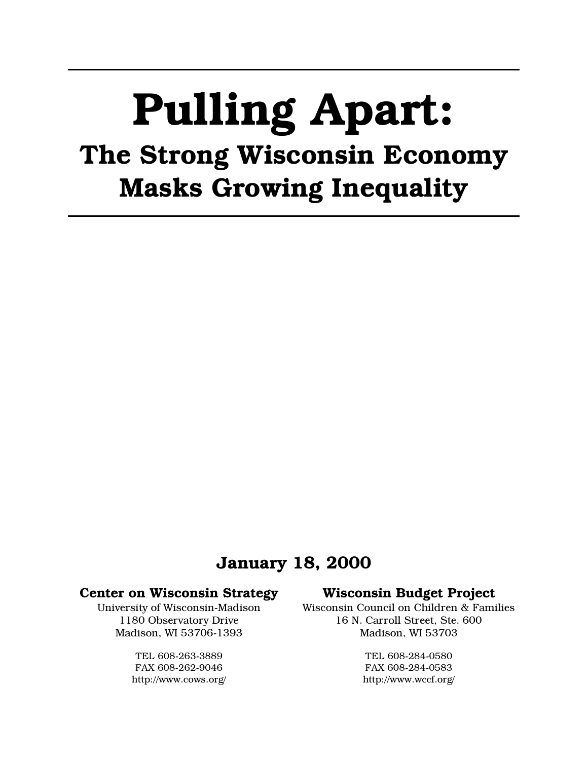# Pulling Apart:

## The Strong Wisconsin Economy Masks Growing Inequality

**January 18, 2000**

**Center on Wisconsin Strategy**
University of Wisconsin-Madison
1180 Observatory Drive
Madison, WI 53706-1393

TEL 608-263-3889
FAX 608-262-9046
http://www.cows.org/

**Wisconsin Budget Project**
Wisconsin Council on Children & Families
16 N. Carroll Street, Ste. 600
Madison, WI 53703

TEL 608-284-0580
FAX 608-284-0583
http://www.wccf.org/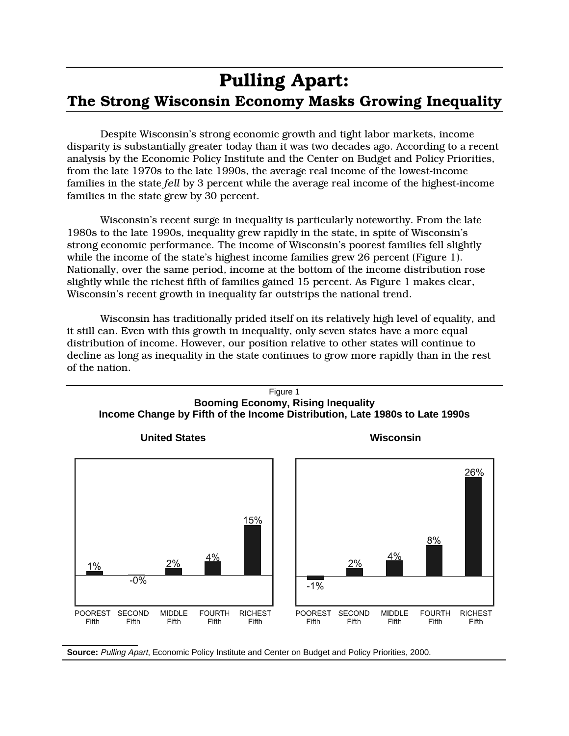# Pulling Apart:

## The Strong Wisconsin Economy Masks Growing Inequality

Despite Wisconsin's strong economic growth and tight labor markets, income disparity is substantially greater today than it was two decades ago. According to a recent analysis by the Economic Policy Institute and the Center on Budget and Policy Priorities, from the late 1970s to the late 1990s, the average real income of the lowest-income families in the state *fell* by 3 percent while the average real income of the highest-income families in the state grew by 30 percent.

Wisconsin's recent surge in inequality is particularly noteworthy. From the late 1980s to the late 1990s, inequality grew rapidly in the state, in spite of Wisconsin's strong economic performance. The income of Wisconsin's poorest families fell slightly while the income of the state's highest income families grew 26 percent (Figure 1). Nationally, over the same period, income at the bottom of the income distribution rose slightly while the richest fifth of families gained 15 percent. As Figure 1 makes clear, Wisconsin's recent growth in inequality far outstrips the national trend.

Wisconsin has traditionally prided itself on its relatively high level of equality, and it still can. Even with this growth in inequality, only seven states have a more equal distribution of income. However, our position relative to other states will continue to decline as long as inequality in the state continues to grow more rapidly than in the rest of the nation.

Figure 1

**Booming Economy, Rising Inequality**
**Income Change by Fifth of the Income Distribution, Late 1980s to Late 1990s**

| | POOREST Fifth | SECOND Fifth | MIDDLE Fifth | FOURTH Fifth | RICHEST Fifth |
|---|---|---|---|---|---|
| **United States** | 1% | -0% | 2% | 4% | 15% |
| **Wisconsin** | -1% | 2% | 4% | 8% | 26% |

**Source:** *Pulling Apart*, Economic Policy Institute and Center on Budget and Policy Priorities, 2000.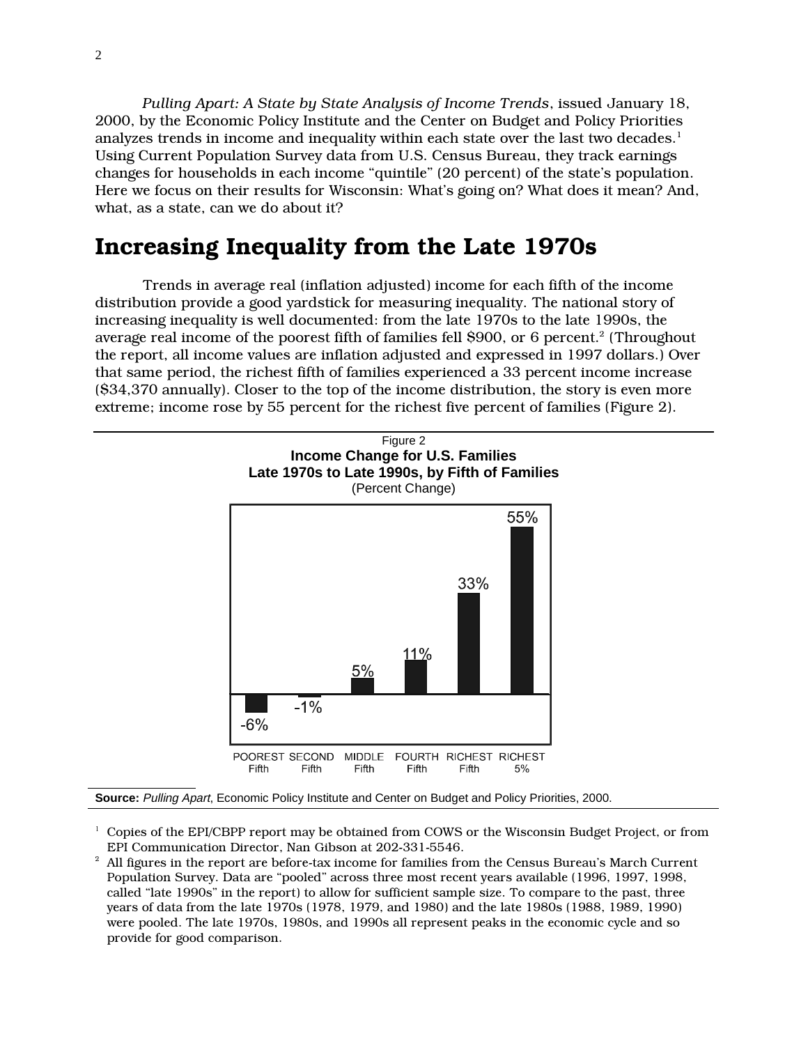*Pulling Apart: A State by State Analysis of Income Trends*, issued January 18, 2000, by the Economic Policy Institute and the Center on Budget and Policy Priorities analyzes trends in income and inequality within each state over the last two decades.[1] Using Current Population Survey data from U.S. Census Bureau, they track earnings changes for households in each income "quintile" (20 percent) of the state's population. Here we focus on their results for Wisconsin: What's going on? What does it mean? And, what, as a state, can we do about it?

# Increasing Inequality from the Late 1970s

Trends in average real (inflation adjusted) income for each fifth of the income distribution provide a good yardstick for measuring inequality. The national story of increasing inequality is well documented: from the late 1970s to the late 1990s, the average real income of the poorest fifth of families fell $900, or 6 percent.[2] (Throughout the report, all income values are inflation adjusted and expressed in 1997 dollars.) Over that same period, the richest fifth of families experienced a 33 percent income increase ($34,370 annually). Closer to the top of the income distribution, the story is even more extreme; income rose by 55 percent for the richest five percent of families (Figure 2).

Figure 2
**Income Change for U.S. Families**
**Late 1970s to Late 1990s, by Fifth of Families**
(Percent Change)

| POOREST Fifth | SECOND Fifth | MIDDLE Fifth | FOURTH Fifth | RICHEST Fifth | RICHEST 5% |
|---|---|---|---|---|---|
| -6% | -1% | 5% | 11% | 33% | 55% |

**Source:** *Pulling Apart*, Economic Policy Institute and Center on Budget and Policy Priorities, 2000.

[1] Copies of the EPI/CBPP report may be obtained from COWS or the Wisconsin Budget Project, or from EPI Communication Director, Nan Gibson at 202-331-5546.

[2] All figures in the report are before-tax income for families from the Census Bureau's March Current Population Survey. Data are "pooled" across three most recent years available (1996, 1997, 1998, called "late 1990s" in the report) to allow for sufficient sample size. To compare to the past, three years of data from the late 1970s (1978, 1979, and 1980) and the late 1980s (1988, 1989, 1990) were pooled. The late 1970s, 1980s, and 1990s all represent peaks in the economic cycle and so provide for good comparison.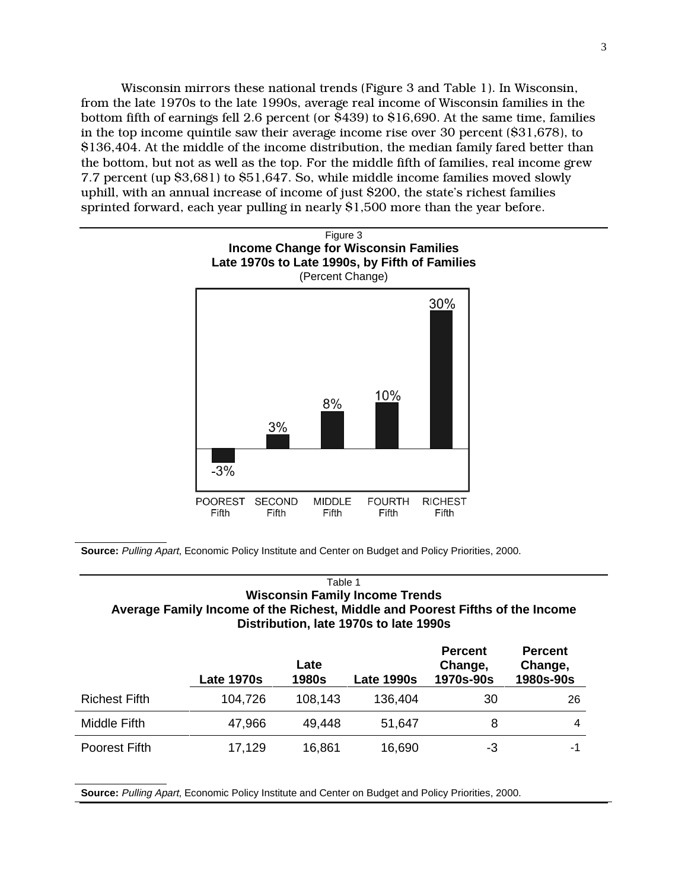Wisconsin mirrors these national trends (Figure 3 and Table 1). In Wisconsin, from the late 1970s to the late 1990s, average real income of Wisconsin families in the bottom fifth of earnings fell 2.6 percent (or $439) to $16,690. At the same time, families in the top income quintile saw their average income rise over 30 percent ($31,678), to $136,404. At the middle of the income distribution, the median family fared better than the bottom, but not as well as the top. For the middle fifth of families, real income grew 7.7 percent (up $3,681) to $51,647. So, while middle income families moved slowly uphill, with an annual increase of income of just $200, the state's richest families sprinted forward, each year pulling in nearly $1,500 more than the year before.

Figure 3

**Income Change for Wisconsin Families**
**Late 1970s to Late 1990s, by Fifth of Families**
(Percent Change)

| POOREST Fifth | SECOND Fifth | MIDDLE Fifth | FOURTH Fifth | RICHEST Fifth |
|---|---|---|---|---|
| -3% | 3% | 8% | 10% | 30% |

**Source:** *Pulling Apart*, Economic Policy Institute and Center on Budget and Policy Priorities, 2000.

Table 1

**Wisconsin Family Income Trends**
**Average Family Income of the Richest, Middle and Poorest Fifths of the Income Distribution, late 1970s to late 1990s**

| | Late 1970s | Late 1980s | Late 1990s | Percent Change, 1970s-90s | Percent Change, 1980s-90s |
|---|---|---|---|---|---|
| Richest Fifth | 104,726 | 108,143 | 136,404 | 30 | 26 |
| Middle Fifth | 47,966 | 49,448 | 51,647 | 8 | 4 |
| Poorest Fifth | 17,129 | 16,861 | 16,690 | -3 | -1 |

**Source:** *Pulling Apart*, Economic Policy Institute and Center on Budget and Policy Priorities, 2000.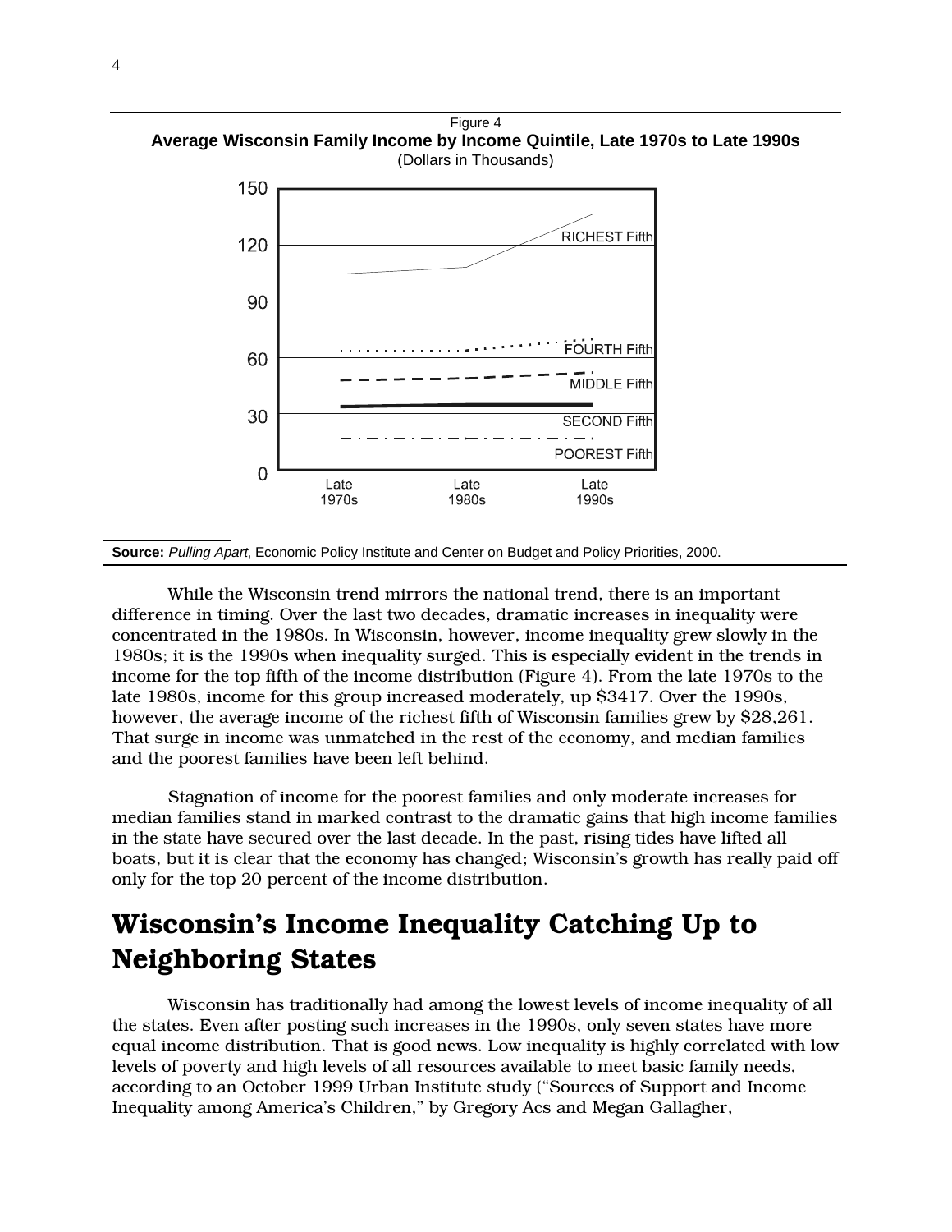Figure 4

**Average Wisconsin Family Income by Income Quintile, Late 1970s to Late 1990s**

(Dollars in Thousands)

**Source:** *Pulling Apart*, Economic Policy Institute and Center on Budget and Policy Priorities, 2000.

While the Wisconsin trend mirrors the national trend, there is an important difference in timing. Over the last two decades, dramatic increases in inequality were concentrated in the 1980s. In Wisconsin, however, income inequality grew slowly in the 1980s; it is the 1990s when inequality surged. This is especially evident in the trends in income for the top fifth of the income distribution (Figure 4). From the late 1970s to the late 1980s, income for this group increased moderately, up $3417. Over the 1990s, however, the average income of the richest fifth of Wisconsin families grew by $28,261. That surge in income was unmatched in the rest of the economy, and median families and the poorest families have been left behind.

Stagnation of income for the poorest families and only moderate increases for median families stand in marked contrast to the dramatic gains that high income families in the state have secured over the last decade. In the past, rising tides have lifted all boats, but it is clear that the economy has changed; Wisconsin's growth has really paid off only for the top 20 percent of the income distribution.

# Wisconsin's Income Inequality Catching Up to Neighboring States

Wisconsin has traditionally had among the lowest levels of income inequality of all the states. Even after posting such increases in the 1990s, only seven states have more equal income distribution. That is good news. Low inequality is highly correlated with low levels of poverty and high levels of all resources available to meet basic family needs, according to an October 1999 Urban Institute study ("Sources of Support and Income Inequality among America's Children," by Gregory Acs and Megan Gallagher,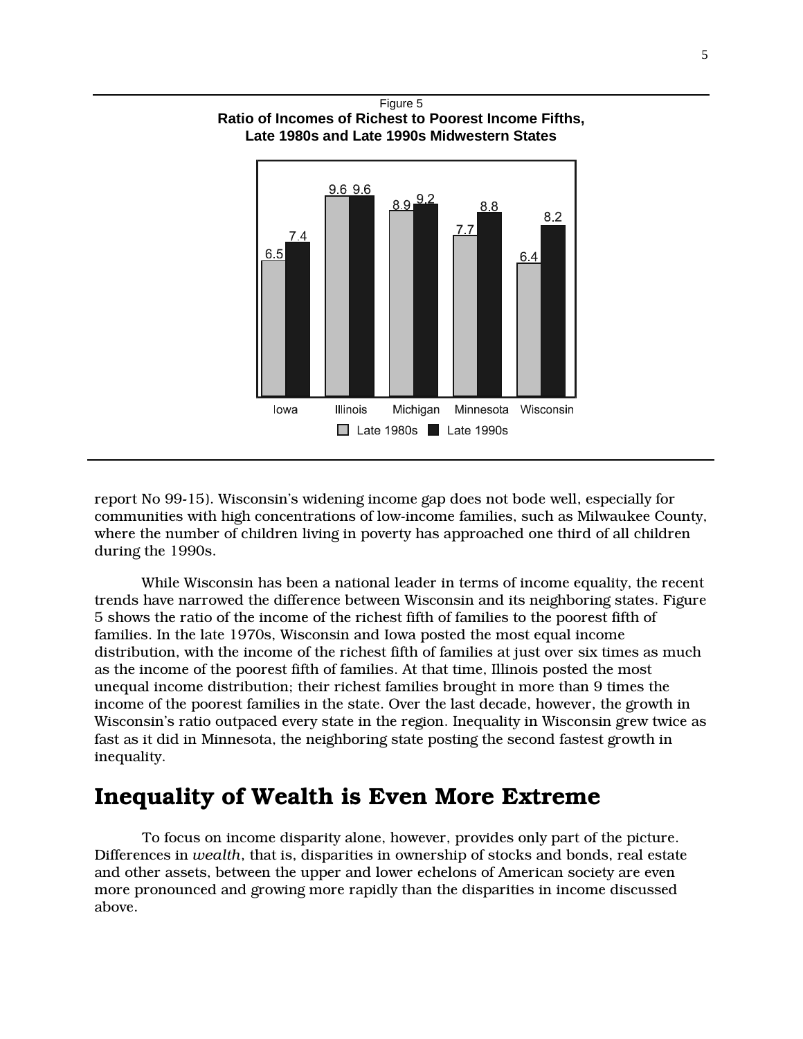Figure 5
**Ratio of Incomes of Richest to Poorest Income Fifths, Late 1980s and Late 1990s Midwestern States**

| State | Late 1980s | Late 1990s |
|---|---|---|
| Iowa | 6.5 | 7.4 |
| Illinois | 9.6 | 9.6 |
| Michigan | 8.9 | 9.2 |
| Minnesota | 7.7 | 8.8 |
| Wisconsin | 6.4 | 8.2 |

report No 99-15). Wisconsin's widening income gap does not bode well, especially for communities with high concentrations of low-income families, such as Milwaukee County, where the number of children living in poverty has approached one third of all children during the 1990s.

While Wisconsin has been a national leader in terms of income equality, the recent trends have narrowed the difference between Wisconsin and its neighboring states. Figure 5 shows the ratio of the income of the richest fifth of families to the poorest fifth of families. In the late 1970s, Wisconsin and Iowa posted the most equal income distribution, with the income of the richest fifth of families at just over six times as much as the income of the poorest fifth of families. At that time, Illinois posted the most unequal income distribution; their richest families brought in more than 9 times the income of the poorest families in the state. Over the last decade, however, the growth in Wisconsin's ratio outpaced every state in the region. Inequality in Wisconsin grew twice as fast as it did in Minnesota, the neighboring state posting the second fastest growth in inequality.

## Inequality of Wealth is Even More Extreme

To focus on income disparity alone, however, provides only part of the picture. Differences in *wealth*, that is, disparities in ownership of stocks and bonds, real estate and other assets, between the upper and lower echelons of American society are even more pronounced and growing more rapidly than the disparities in income discussed above.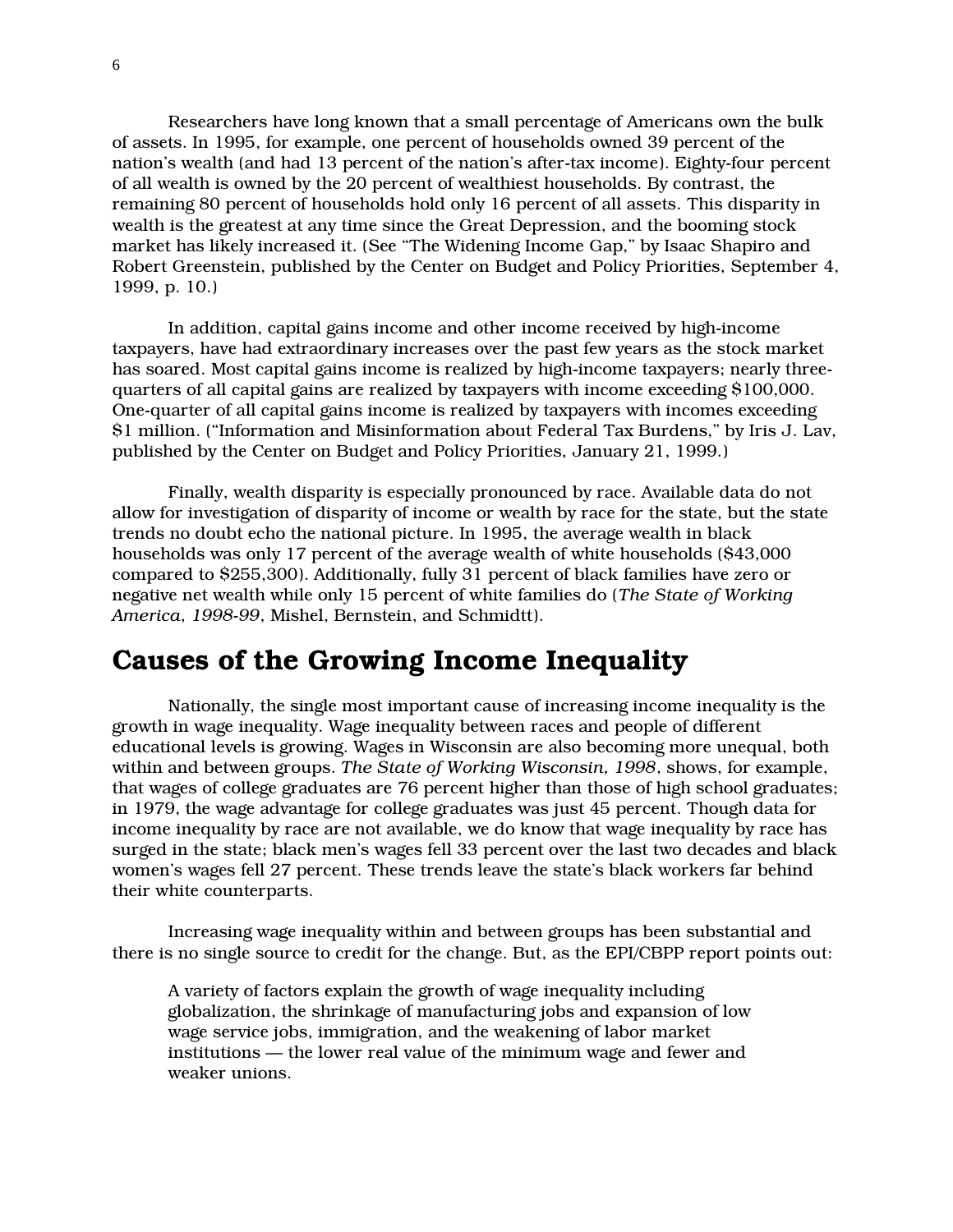Researchers have long known that a small percentage of Americans own the bulk of assets. In 1995, for example, one percent of households owned 39 percent of the nation's wealth (and had 13 percent of the nation's after-tax income). Eighty-four percent of all wealth is owned by the 20 percent of wealthiest households. By contrast, the remaining 80 percent of households hold only 16 percent of all assets. This disparity in wealth is the greatest at any time since the Great Depression, and the booming stock market has likely increased it. (See "The Widening Income Gap," by Isaac Shapiro and Robert Greenstein, published by the Center on Budget and Policy Priorities, September 4, 1999, p. 10.)

In addition, capital gains income and other income received by high-income taxpayers, have had extraordinary increases over the past few years as the stock market has soared. Most capital gains income is realized by high-income taxpayers; nearly three-quarters of all capital gains are realized by taxpayers with income exceeding $100,000. One-quarter of all capital gains income is realized by taxpayers with incomes exceeding $1 million. ("Information and Misinformation about Federal Tax Burdens," by Iris J. Lav, published by the Center on Budget and Policy Priorities, January 21, 1999.)

Finally, wealth disparity is especially pronounced by race. Available data do not allow for investigation of disparity of income or wealth by race for the state, but the state trends no doubt echo the national picture. In 1995, the average wealth in black households was only 17 percent of the average wealth of white households ($43,000 compared to $255,300). Additionally, fully 31 percent of black families have zero or negative net wealth while only 15 percent of white families do (*The State of Working America, 1998-99*, Mishel, Bernstein, and Schmidtt).

## Causes of the Growing Income Inequality

Nationally, the single most important cause of increasing income inequality is the growth in wage inequality. Wage inequality between races and people of different educational levels is growing. Wages in Wisconsin are also becoming more unequal, both within and between groups. *The State of Working Wisconsin, 1998*, shows, for example, that wages of college graduates are 76 percent higher than those of high school graduates; in 1979, the wage advantage for college graduates was just 45 percent. Though data for income inequality by race are not available, we do know that wage inequality by race has surged in the state; black men's wages fell 33 percent over the last two decades and black women's wages fell 27 percent. These trends leave the state's black workers far behind their white counterparts.

Increasing wage inequality within and between groups has been substantial and there is no single source to credit for the change. But, as the EPI/CBPP report points out:

> A variety of factors explain the growth of wage inequality including globalization, the shrinkage of manufacturing jobs and expansion of low wage service jobs, immigration, and the weakening of labor market institutions — the lower real value of the minimum wage and fewer and weaker unions.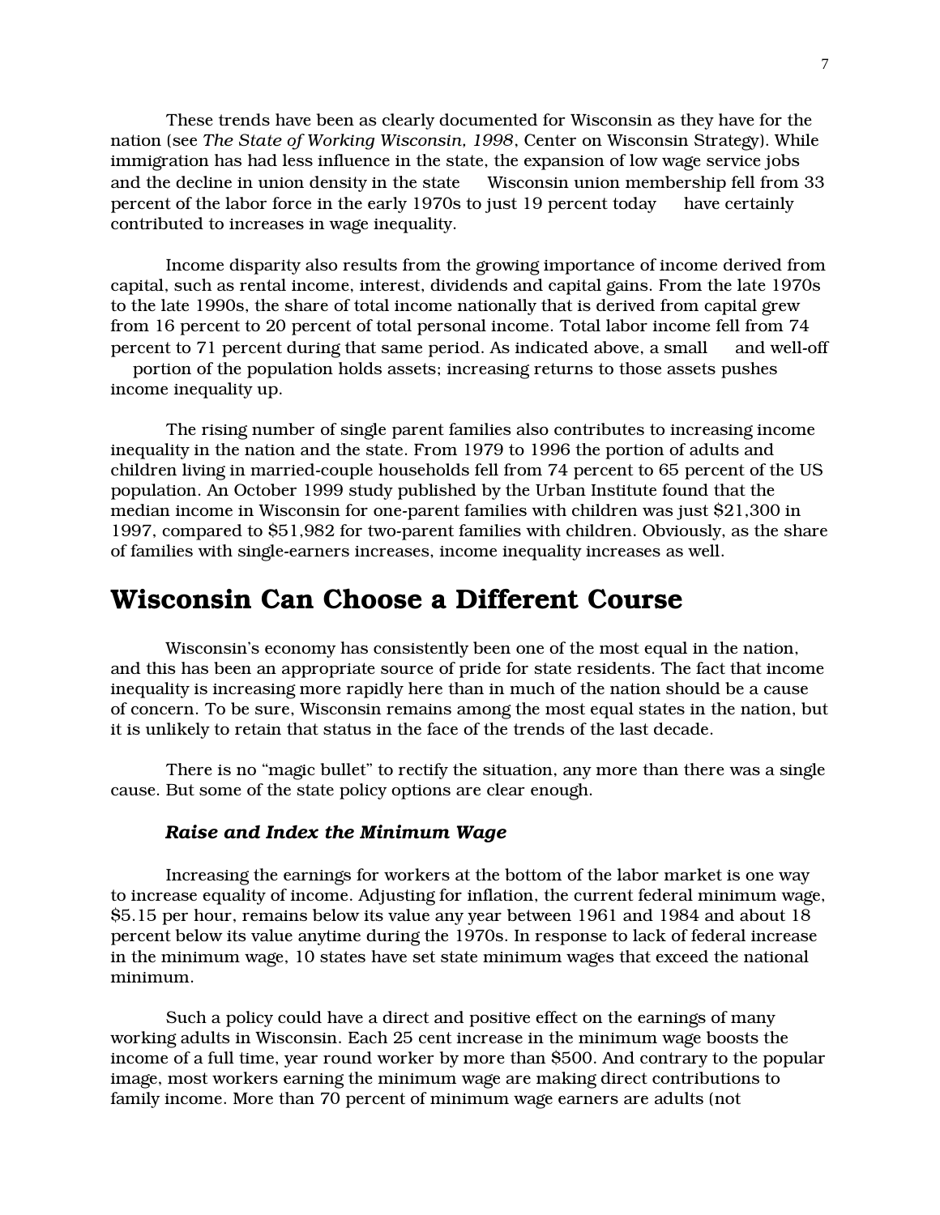These trends have been as clearly documented for Wisconsin as they have for the nation (see *The State of Working Wisconsin, 1998*, Center on Wisconsin Strategy). While immigration has had less influence in the state, the expansion of low wage service jobs and the decline in union density in the state — Wisconsin union membership fell from 33 percent of the labor force in the early 1970s to just 19 percent today — have certainly contributed to increases in wage inequality.

Income disparity also results from the growing importance of income derived from capital, such as rental income, interest, dividends and capital gains. From the late 1970s to the late 1990s, the share of total income nationally that is derived from capital grew from 16 percent to 20 percent of total personal income. Total labor income fell from 74 percent to 71 percent during that same period. As indicated above, a small — and well-off — portion of the population holds assets; increasing returns to those assets pushes income inequality up.

The rising number of single parent families also contributes to increasing income inequality in the nation and the state. From 1979 to 1996 the portion of adults and children living in married-couple households fell from 74 percent to 65 percent of the US population. An October 1999 study published by the Urban Institute found that the median income in Wisconsin for one-parent families with children was just $21,300 in 1997, compared to $51,982 for two-parent families with children. Obviously, as the share of families with single-earners increases, income inequality increases as well.

# Wisconsin Can Choose a Different Course

Wisconsin's economy has consistently been one of the most equal in the nation, and this has been an appropriate source of pride for state residents. The fact that income inequality is increasing more rapidly here than in much of the nation should be a cause of concern. To be sure, Wisconsin remains among the most equal states in the nation, but it is unlikely to retain that status in the face of the trends of the last decade.

There is no "magic bullet" to rectify the situation, any more than there was a single cause. But some of the state policy options are clear enough.

### *Raise and Index the Minimum Wage*

Increasing the earnings for workers at the bottom of the labor market is one way to increase equality of income. Adjusting for inflation, the current federal minimum wage, $5.15 per hour, remains below its value any year between 1961 and 1984 and about 18 percent below its value anytime during the 1970s. In response to lack of federal increase in the minimum wage, 10 states have set state minimum wages that exceed the national minimum.

Such a policy could have a direct and positive effect on the earnings of many working adults in Wisconsin. Each 25 cent increase in the minimum wage boosts the income of a full time, year round worker by more than $500. And contrary to the popular image, most workers earning the minimum wage are making direct contributions to family income. More than 70 percent of minimum wage earners are adults (not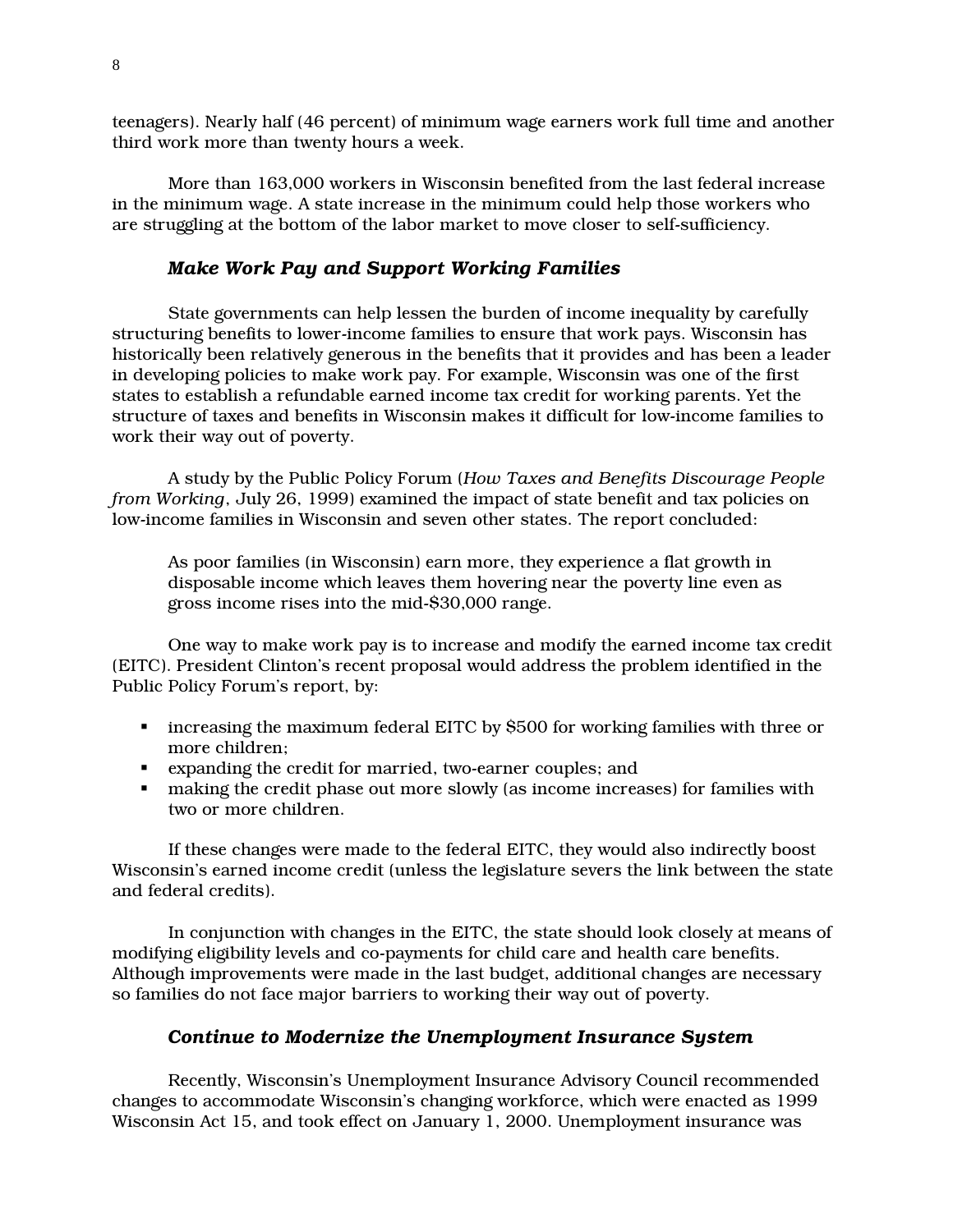teenagers). Nearly half (46 percent) of minimum wage earners work full time and another third work more than twenty hours a week.

More than 163,000 workers in Wisconsin benefited from the last federal increase in the minimum wage. A state increase in the minimum could help those workers who are struggling at the bottom of the labor market to move closer to self-sufficiency.

### *Make Work Pay and Support Working Families*

State governments can help lessen the burden of income inequality by carefully structuring benefits to lower-income families to ensure that work pays. Wisconsin has historically been relatively generous in the benefits that it provides and has been a leader in developing policies to make work pay. For example, Wisconsin was one of the first states to establish a refundable earned income tax credit for working parents. Yet the structure of taxes and benefits in Wisconsin makes it difficult for low-income families to work their way out of poverty.

A study by the Public Policy Forum (*How Taxes and Benefits Discourage People from Working*, July 26, 1999) examined the impact of state benefit and tax policies on low-income families in Wisconsin and seven other states. The report concluded:

> As poor families (in Wisconsin) earn more, they experience a flat growth in disposable income which leaves them hovering near the poverty line even as gross income rises into the mid-$30,000 range.

One way to make work pay is to increase and modify the earned income tax credit (EITC). President Clinton's recent proposal would address the problem identified in the Public Policy Forum's report, by:

- increasing the maximum federal EITC by $500 for working families with three or more children;
- expanding the credit for married, two-earner couples; and
- making the credit phase out more slowly (as income increases) for families with two or more children.

If these changes were made to the federal EITC, they would also indirectly boost Wisconsin's earned income credit (unless the legislature severs the link between the state and federal credits).

In conjunction with changes in the EITC, the state should look closely at means of modifying eligibility levels and co-payments for child care and health care benefits. Although improvements were made in the last budget, additional changes are necessary so families do not face major barriers to working their way out of poverty.

### *Continue to Modernize the Unemployment Insurance System*

Recently, Wisconsin's Unemployment Insurance Advisory Council recommended changes to accommodate Wisconsin's changing workforce, which were enacted as 1999 Wisconsin Act 15, and took effect on January 1, 2000. Unemployment insurance was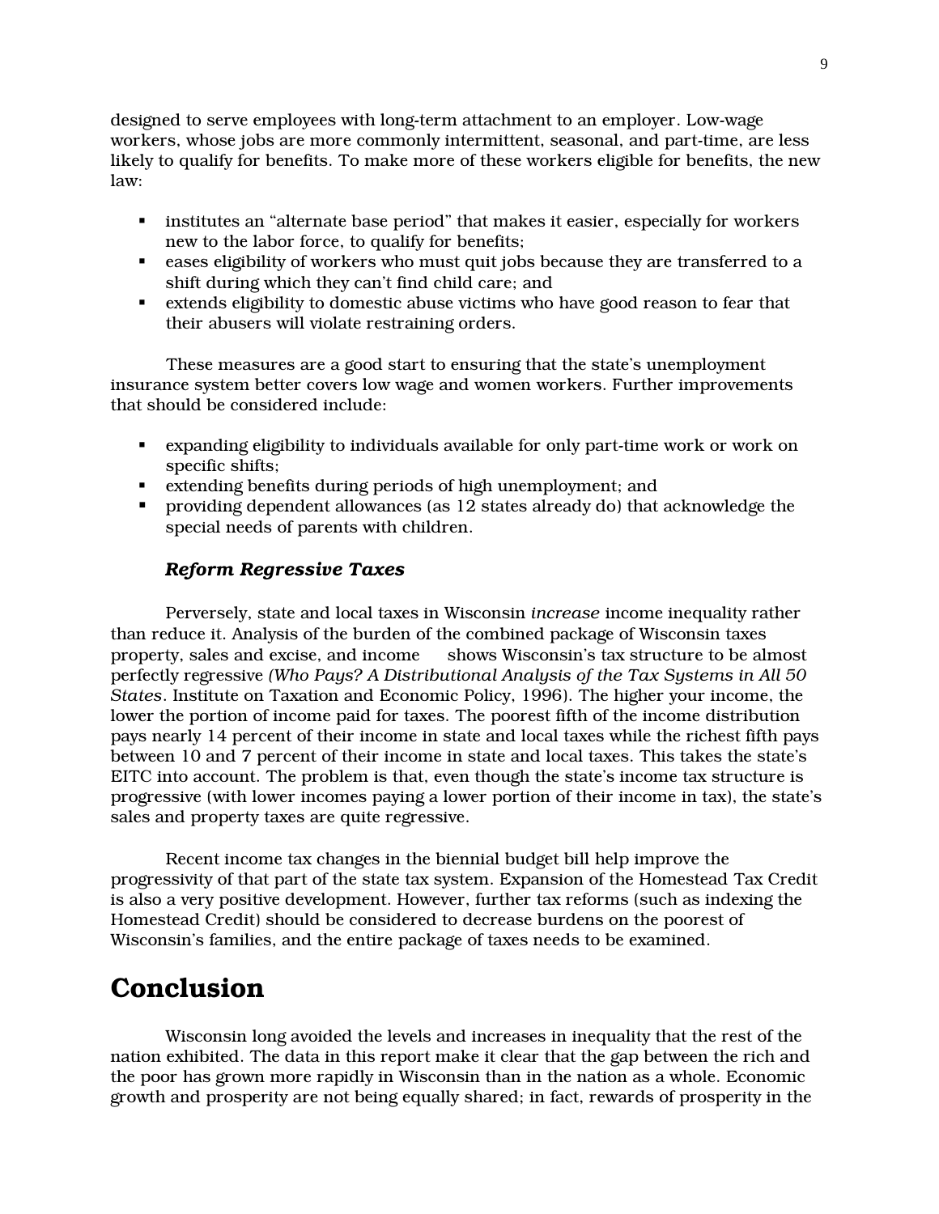designed to serve employees with long-term attachment to an employer. Low-wage workers, whose jobs are more commonly intermittent, seasonal, and part-time, are less likely to qualify for benefits. To make more of these workers eligible for benefits, the new law:

- institutes an "alternate base period" that makes it easier, especially for workers new to the labor force, to qualify for benefits;
- eases eligibility of workers who must quit jobs because they are transferred to a shift during which they can't find child care; and
- extends eligibility to domestic abuse victims who have good reason to fear that their abusers will violate restraining orders.

These measures are a good start to ensuring that the state's unemployment insurance system better covers low wage and women workers. Further improvements that should be considered include:

- expanding eligibility to individuals available for only part-time work or work on specific shifts;
- extending benefits during periods of high unemployment; and
- providing dependent allowances (as 12 states already do) that acknowledge the special needs of parents with children.

### *Reform Regressive Taxes*

Perversely, state and local taxes in Wisconsin *increase* income inequality rather than reduce it. Analysis of the burden of the combined package of Wisconsin taxes property, sales and excise, and income shows Wisconsin's tax structure to be almost perfectly regressive *(Who Pays? A Distributional Analysis of the Tax Systems in All 50 States*. Institute on Taxation and Economic Policy, 1996). The higher your income, the lower the portion of income paid for taxes. The poorest fifth of the income distribution pays nearly 14 percent of their income in state and local taxes while the richest fifth pays between 10 and 7 percent of their income in state and local taxes. This takes the state's EITC into account. The problem is that, even though the state's income tax structure is progressive (with lower incomes paying a lower portion of their income in tax), the state's sales and property taxes are quite regressive.

Recent income tax changes in the biennial budget bill help improve the progressivity of that part of the state tax system. Expansion of the Homestead Tax Credit is also a very positive development. However, further tax reforms (such as indexing the Homestead Credit) should be considered to decrease burdens on the poorest of Wisconsin's families, and the entire package of taxes needs to be examined.

# Conclusion

Wisconsin long avoided the levels and increases in inequality that the rest of the nation exhibited. The data in this report make it clear that the gap between the rich and the poor has grown more rapidly in Wisconsin than in the nation as a whole. Economic growth and prosperity are not being equally shared; in fact, rewards of prosperity in the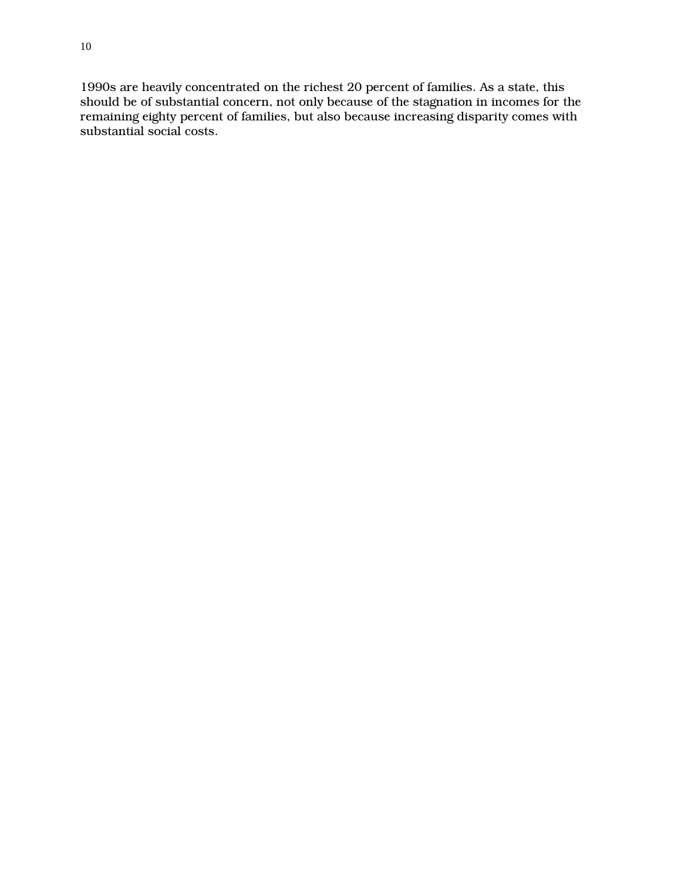1990s are heavily concentrated on the richest 20 percent of families. As a state, this should be of substantial concern, not only because of the stagnation in incomes for the remaining eighty percent of families, but also because increasing disparity comes with substantial social costs.